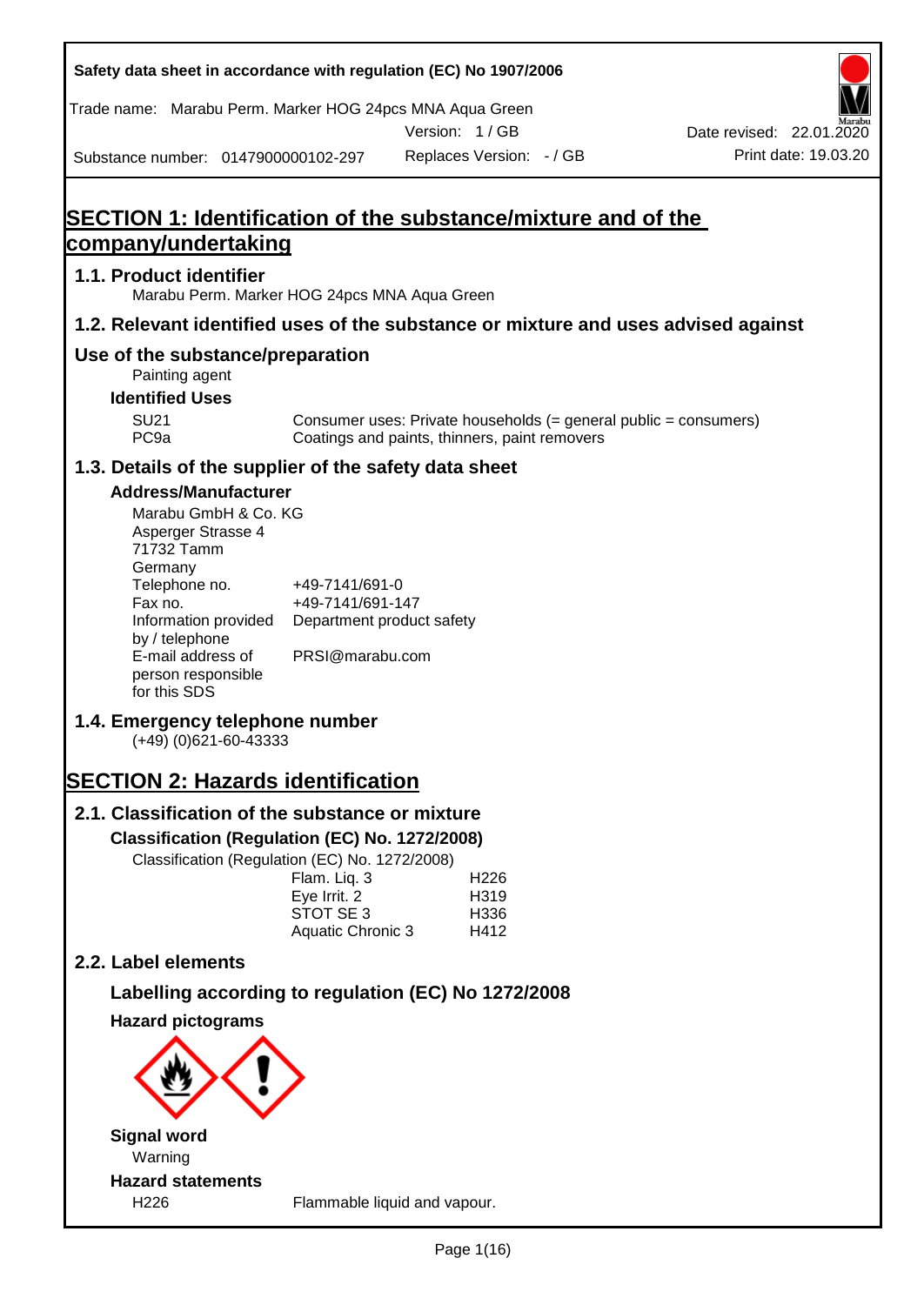Safety data sheet in accordance with regulation (EC) No 1907/2006

Trade name: Marabu Perm. Marker HOG 24pcs MNA Aqua Green

Version: 1 / GB

Date revised: 22.01.2020

Substance number: 0147900000102-297

Replaces Version: - / GB

Print date: 19.03.20

# SECTION 1: Identification of the substance/mixture and of the company/undertaking

## 1.1. Product identifier

Marabu Perm. Marker HOG 24pcs MNA Aqua Green

## 1.2. Relevant identified uses of the substance or mixture and uses advised against

## Use of the substance/preparation

Painting agent

### Identified Uses

| | |
|---|---|
| SU21 | Consumer uses: Private households (= general public = consumers) |
| PC9a | Coatings and paints, thinners, paint removers |

## 1.3. Details of the supplier of the safety data sheet

### Address/Manufacturer

Marabu GmbH & Co. KG
Asperger Strasse 4
71732 Tamm
Germany

| | |
|---|---|
| Telephone no. | +49-7141/691-0 |
| Fax no. | +49-7141/691-147 |
| Information provided by / telephone | Department product safety |
| E-mail address of person responsible for this SDS | PRSI@marabu.com |

## 1.4. Emergency telephone number

(+49) (0)621-60-43333

# SECTION 2: Hazards identification

## 2.1. Classification of the substance or mixture

### Classification (Regulation (EC) No. 1272/2008)

Classification (Regulation (EC) No. 1272/2008)

| | |
|---|---|
| Flam. Liq. 3 | H226 |
| Eye Irrit. 2 | H319 |
| STOT SE 3 | H336 |
| Aquatic Chronic 3 | H412 |

## 2.2. Label elements

### Labelling according to regulation (EC) No 1272/2008

### Hazard pictograms

### Signal word

Warning

### Hazard statements

| | |
|---|---|
| H226 | Flammable liquid and vapour. |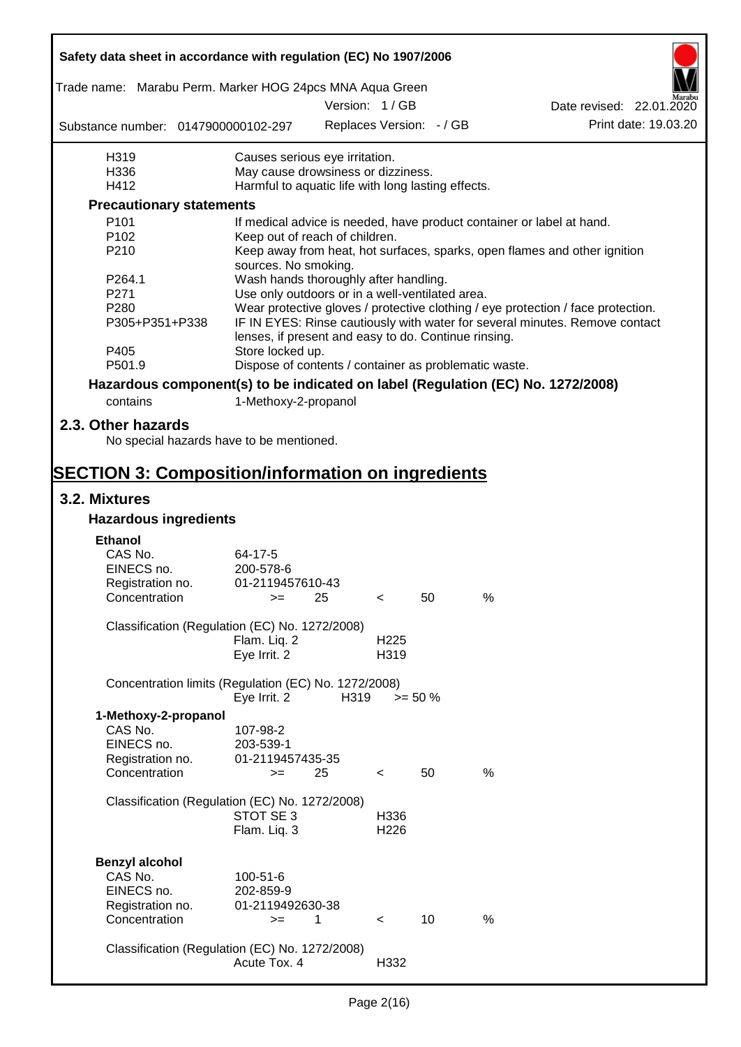| | |
|---|---|
| H319 | Causes serious eye irritation. |
| H336 | May cause drowsiness or dizziness. |
| H412 | Harmful to aquatic life with long lasting effects. |

**Precautionary statements**

| | |
|---|---|
| P101 | If medical advice is needed, have product container or label at hand. |
| P102 | Keep out of reach of children. |
| P210 | Keep away from heat, hot surfaces, sparks, open flames and other ignition sources. No smoking. |
| P264.1 | Wash hands thoroughly after handling. |
| P271 | Use only outdoors or in a well-ventilated area. |
| P280 | Wear protective gloves / protective clothing / eye protection / face protection. |
| P305+P351+P338 | IF IN EYES: Rinse cautiously with water for several minutes. Remove contact lenses, if present and easy to do. Continue rinsing. |
| P405 | Store locked up. |
| P501.9 | Dispose of contents / container as problematic waste. |

**Hazardous component(s) to be indicated on label (Regulation (EC) No. 1272/2008)**

contains 1-Methoxy-2-propanol

## 2.3. Other hazards

No special hazards have to be mentioned.

# SECTION 3: Composition/information on ingredients

## 3.2. Mixtures

### Hazardous ingredients

**Ethanol**

| | |
|---|---|
| CAS No. | 64-17-5 |
| EINECS no. | 200-578-6 |
| Registration no. | 01-2119457610-43 |
| Concentration | >= 25 < 50 % |

Classification (Regulation (EC) No. 1272/2008)

| | |
|---|---|
| Flam. Liq. 2 | H225 |
| Eye Irrit. 2 | H319 |

Concentration limits (Regulation (EC) No. 1272/2008)

| | | |
|---|---|---|
| Eye Irrit. 2 | H319 | >= 50 % |

**1-Methoxy-2-propanol**

| | |
|---|---|
| CAS No. | 107-98-2 |
| EINECS no. | 203-539-1 |
| Registration no. | 01-2119457435-35 |
| Concentration | >= 25 < 50 % |

Classification (Regulation (EC) No. 1272/2008)

| | |
|---|---|
| STOT SE 3 | H336 |
| Flam. Liq. 3 | H226 |

**Benzyl alcohol**

| | |
|---|---|
| CAS No. | 100-51-6 |
| EINECS no. | 202-859-9 |
| Registration no. | 01-2119492630-38 |
| Concentration | >= 1 < 10 % |

Classification (Regulation (EC) No. 1272/2008)

| | |
|---|---|
| Acute Tox. 4 | H332 |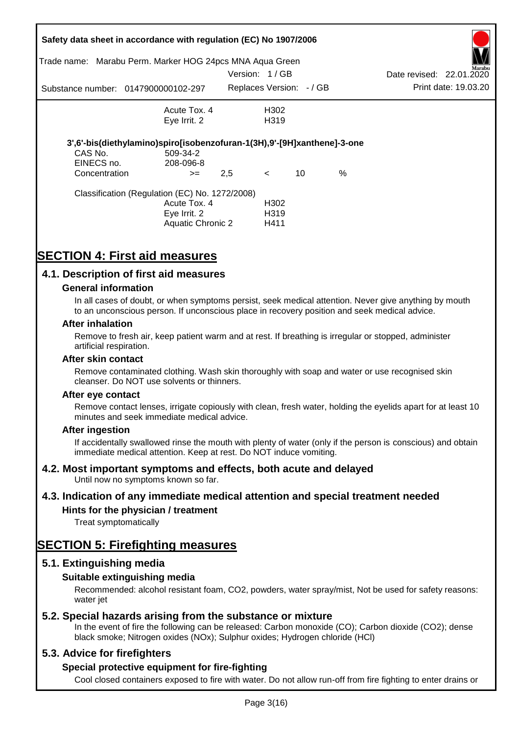| | |
|---|---|
| Acute Tox. 4 | H302 |
| Eye Irrit. 2 | H319 |

**3',6'-bis(diethylamino)spiro[isobenzofuran-1(3H),9'-[9H]xanthene]-3-one**

| | | | | | |
|---|---|---|---|---|---|
| CAS No. | 509-34-2 | | | | |
| EINECS no. | 208-096-8 | | | | |
| Concentration | >= | 2,5 | < | 10 | % |

Classification (Regulation (EC) No. 1272/2008)

| | |
|---|---|
| Acute Tox. 4 | H302 |
| Eye Irrit. 2 | H319 |
| Aquatic Chronic 2 | H411 |

# SECTION 4: First aid measures

## 4.1. Description of first aid measures

### General information

In all cases of doubt, or when symptoms persist, seek medical attention. Never give anything by mouth to an unconscious person. If unconscious place in recovery position and seek medical advice.

### After inhalation

Remove to fresh air, keep patient warm and at rest. If breathing is irregular or stopped, administer artificial respiration.

### After skin contact

Remove contaminated clothing. Wash skin thoroughly with soap and water or use recognised skin cleanser. Do NOT use solvents or thinners.

### After eye contact

Remove contact lenses, irrigate copiously with clean, fresh water, holding the eyelids apart for at least 10 minutes and seek immediate medical advice.

### After ingestion

If accidentally swallowed rinse the mouth with plenty of water (only if the person is conscious) and obtain immediate medical attention. Keep at rest. Do NOT induce vomiting.

## 4.2. Most important symptoms and effects, both acute and delayed

Until now no symptoms known so far.

## 4.3. Indication of any immediate medical attention and special treatment needed

### Hints for the physician / treatment

Treat symptomatically

# SECTION 5: Firefighting measures

## 5.1. Extinguishing media

### Suitable extinguishing media

Recommended: alcohol resistant foam, $CO_2$, powders, water spray/mist, Not be used for safety reasons: water jet

## 5.2. Special hazards arising from the substance or mixture

In the event of fire the following can be released: Carbon monoxide (CO); Carbon dioxide ($CO_2$); dense black smoke; Nitrogen oxides ($NO_x$); Sulphur oxides; Hydrogen chloride (HCl)

## 5.3. Advice for firefighters

### Special protective equipment for fire-fighting

Cool closed containers exposed to fire with water. Do not allow run-off from fire fighting to enter drains or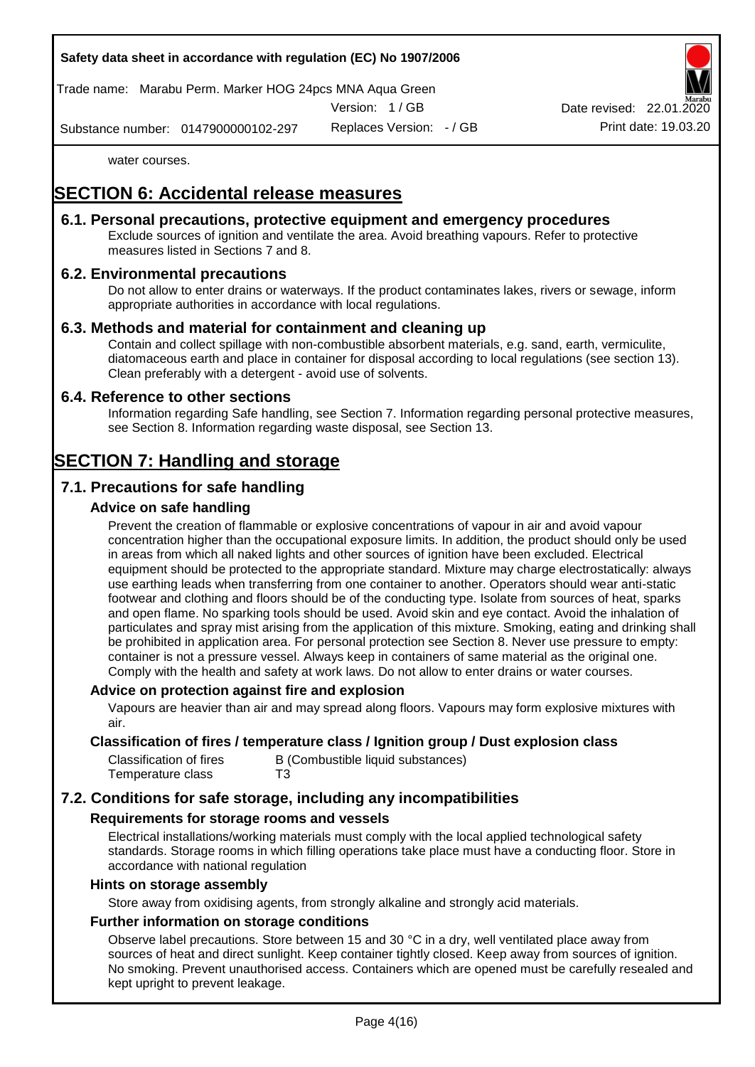water courses.

# SECTION 6: Accidental release measures

## 6.1. Personal precautions, protective equipment and emergency procedures

Exclude sources of ignition and ventilate the area. Avoid breathing vapours. Refer to protective measures listed in Sections 7 and 8.

## 6.2. Environmental precautions

Do not allow to enter drains or waterways. If the product contaminates lakes, rivers or sewage, inform appropriate authorities in accordance with local regulations.

## 6.3. Methods and material for containment and cleaning up

Contain and collect spillage with non-combustible absorbent materials, e.g. sand, earth, vermiculite, diatomaceous earth and place in container for disposal according to local regulations (see section 13). Clean preferably with a detergent - avoid use of solvents.

## 6.4. Reference to other sections

Information regarding Safe handling, see Section 7. Information regarding personal protective measures, see Section 8. Information regarding waste disposal, see Section 13.

# SECTION 7: Handling and storage

## 7.1. Precautions for safe handling

### Advice on safe handling

Prevent the creation of flammable or explosive concentrations of vapour in air and avoid vapour concentration higher than the occupational exposure limits. In addition, the product should only be used in areas from which all naked lights and other sources of ignition have been excluded. Electrical equipment should be protected to the appropriate standard. Mixture may charge electrostatically: always use earthing leads when transferring from one container to another. Operators should wear anti-static footwear and clothing and floors should be of the conducting type. Isolate from sources of heat, sparks and open flame. No sparking tools should be used. Avoid skin and eye contact. Avoid the inhalation of particulates and spray mist arising from the application of this mixture. Smoking, eating and drinking shall be prohibited in application area. For personal protection see Section 8. Never use pressure to empty: container is not a pressure vessel. Always keep in containers of same material as the original one. Comply with the health and safety at work laws. Do not allow to enter drains or water courses.

### Advice on protection against fire and explosion

Vapours are heavier than air and may spread along floors. Vapours may form explosive mixtures with air.

### Classification of fires / temperature class / Ignition group / Dust explosion class

| | |
|---|---|
| Classification of fires | B (Combustible liquid substances) |
| Temperature class | T3 |

## 7.2. Conditions for safe storage, including any incompatibilities

### Requirements for storage rooms and vessels

Electrical installations/working materials must comply with the local applied technological safety standards. Storage rooms in which filling operations take place must have a conducting floor. Store in accordance with national regulation

### Hints on storage assembly

Store away from oxidising agents, from strongly alkaline and strongly acid materials.

### Further information on storage conditions

Observe label precautions. Store between 15 and 30 °C in a dry, well ventilated place away from sources of heat and direct sunlight. Keep container tightly closed. Keep away from sources of ignition. No smoking. Prevent unauthorised access. Containers which are opened must be carefully resealed and kept upright to prevent leakage.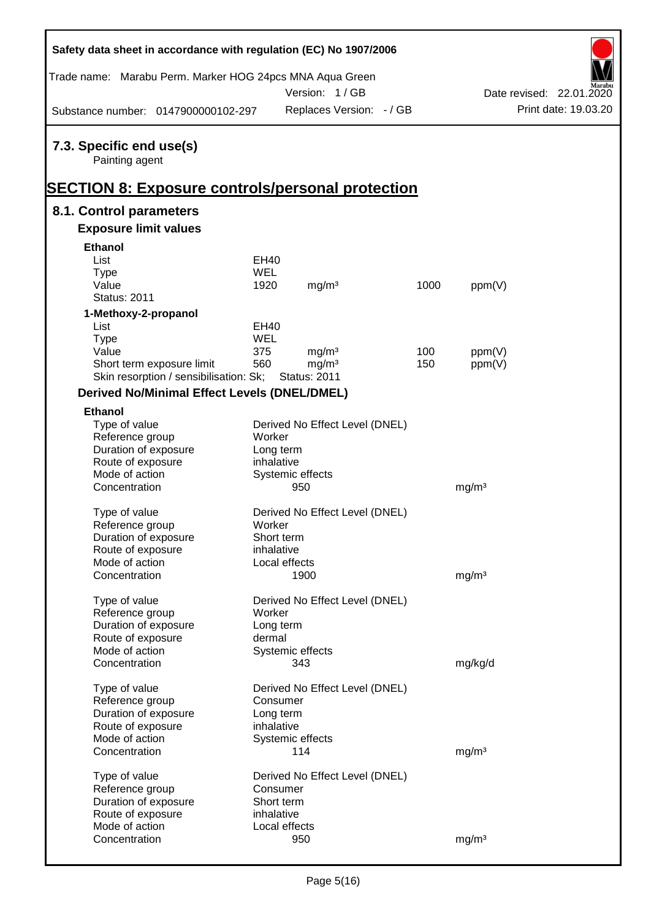## 7.3. Specific end use(s)

Painting agent

# SECTION 8: Exposure controls/personal protection

## 8.1. Control parameters

### Exposure limit values

**Ethanol**

| | | | | |
|---|---|---|---|---|
| List | EH40 | | | |
| Type | WEL | | | |
| Value | 1920 | mg/m³ | 1000 | ppm(V) |
| Status: 2011 | | | | |

**1-Methoxy-2-propanol**

| | | | | |
|---|---|---|---|---|
| List | EH40 | | | |
| Type | WEL | | | |
| Value | 375 | mg/m³ | 100 | ppm(V) |
| Short term exposure limit | 560 | mg/m³ | 150 | ppm(V) |
| Skin resorption / sensibilisation: Sk; | Status: 2011 | | | |

### Derived No/Minimal Effect Levels (DNEL/DMEL)

**Ethanol**

| | | |
|---|---|---|
| Type of value | Derived No Effect Level (DNEL) | |
| Reference group | Worker | |
| Duration of exposure | Long term | |
| Route of exposure | inhalative | |
| Mode of action | Systemic effects | |
| Concentration | 950 | mg/m³ |

| | | |
|---|---|---|
| Type of value | Derived No Effect Level (DNEL) | |
| Reference group | Worker | |
| Duration of exposure | Short term | |
| Route of exposure | inhalative | |
| Mode of action | Local effects | |
| Concentration | 1900 | mg/m³ |

| | | |
|---|---|---|
| Type of value | Derived No Effect Level (DNEL) | |
| Reference group | Worker | |
| Duration of exposure | Long term | |
| Route of exposure | dermal | |
| Mode of action | Systemic effects | |
| Concentration | 343 | mg/kg/d |

| | | |
|---|---|---|
| Type of value | Derived No Effect Level (DNEL) | |
| Reference group | Consumer | |
| Duration of exposure | Long term | |
| Route of exposure | inhalative | |
| Mode of action | Systemic effects | |
| Concentration | 114 | mg/m³ |

| | | |
|---|---|---|
| Type of value | Derived No Effect Level (DNEL) | |
| Reference group | Consumer | |
| Duration of exposure | Short term | |
| Route of exposure | inhalative | |
| Mode of action | Local effects | |
| Concentration | 950 | mg/m³ |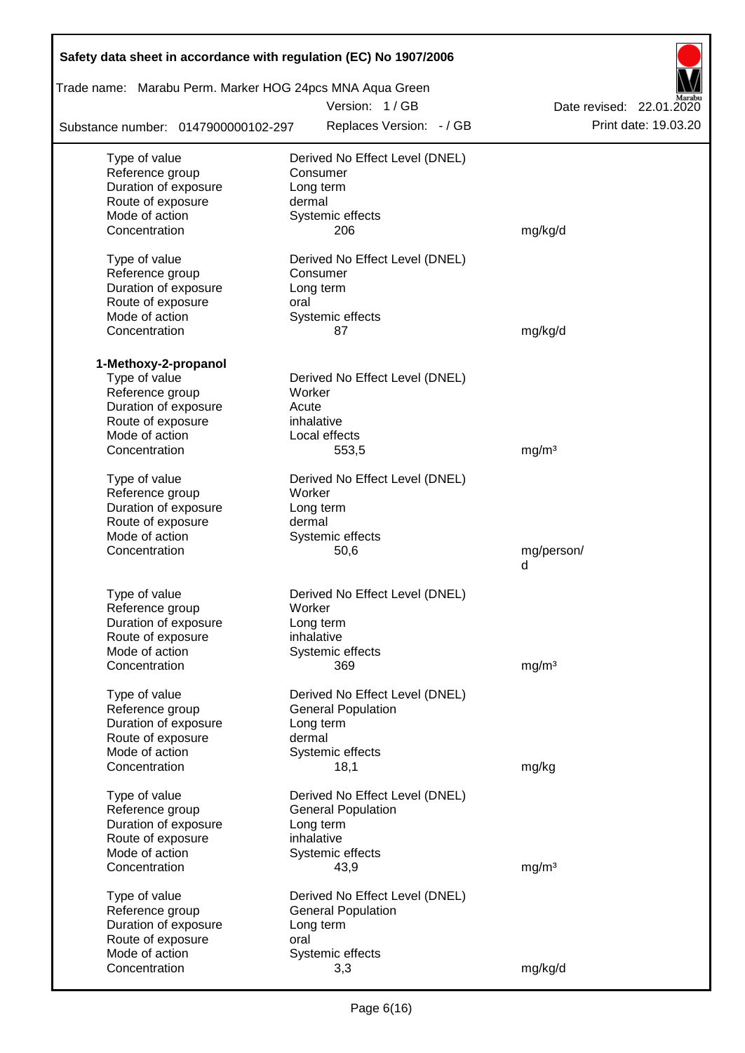| | | |
|---|---|---|
| Type of value | Derived No Effect Level (DNEL) | |
| Reference group | Consumer | |
| Duration of exposure | Long term | |
| Route of exposure | dermal | |
| Mode of action | Systemic effects | |
| Concentration | 206 | mg/kg/d |

| | | |
|---|---|---|
| Type of value | Derived No Effect Level (DNEL) | |
| Reference group | Consumer | |
| Duration of exposure | Long term | |
| Route of exposure | oral | |
| Mode of action | Systemic effects | |
| Concentration | 87 | mg/kg/d |

**1-Methoxy-2-propanol**

| | | |
|---|---|---|
| Type of value | Derived No Effect Level (DNEL) | |
| Reference group | Worker | |
| Duration of exposure | Acute | |
| Route of exposure | inhalative | |
| Mode of action | Local effects | |
| Concentration | 553,5 | mg/m³ |

| | | |
|---|---|---|
| Type of value | Derived No Effect Level (DNEL) | |
| Reference group | Worker | |
| Duration of exposure | Long term | |
| Route of exposure | dermal | |
| Mode of action | Systemic effects | |
| Concentration | 50,6 | mg/person/d |

| | | |
|---|---|---|
| Type of value | Derived No Effect Level (DNEL) | |
| Reference group | Worker | |
| Duration of exposure | Long term | |
| Route of exposure | inhalative | |
| Mode of action | Systemic effects | |
| Concentration | 369 | mg/m³ |

| | | |
|---|---|---|
| Type of value | Derived No Effect Level (DNEL) | |
| Reference group | General Population | |
| Duration of exposure | Long term | |
| Route of exposure | dermal | |
| Mode of action | Systemic effects | |
| Concentration | 18,1 | mg/kg |

| | | |
|---|---|---|
| Type of value | Derived No Effect Level (DNEL) | |
| Reference group | General Population | |
| Duration of exposure | Long term | |
| Route of exposure | inhalative | |
| Mode of action | Systemic effects | |
| Concentration | 43,9 | mg/m³ |

| | | |
|---|---|---|
| Type of value | Derived No Effect Level (DNEL) | |
| Reference group | General Population | |
| Duration of exposure | Long term | |
| Route of exposure | oral | |
| Mode of action | Systemic effects | |
| Concentration | 3,3 | mg/kg/d |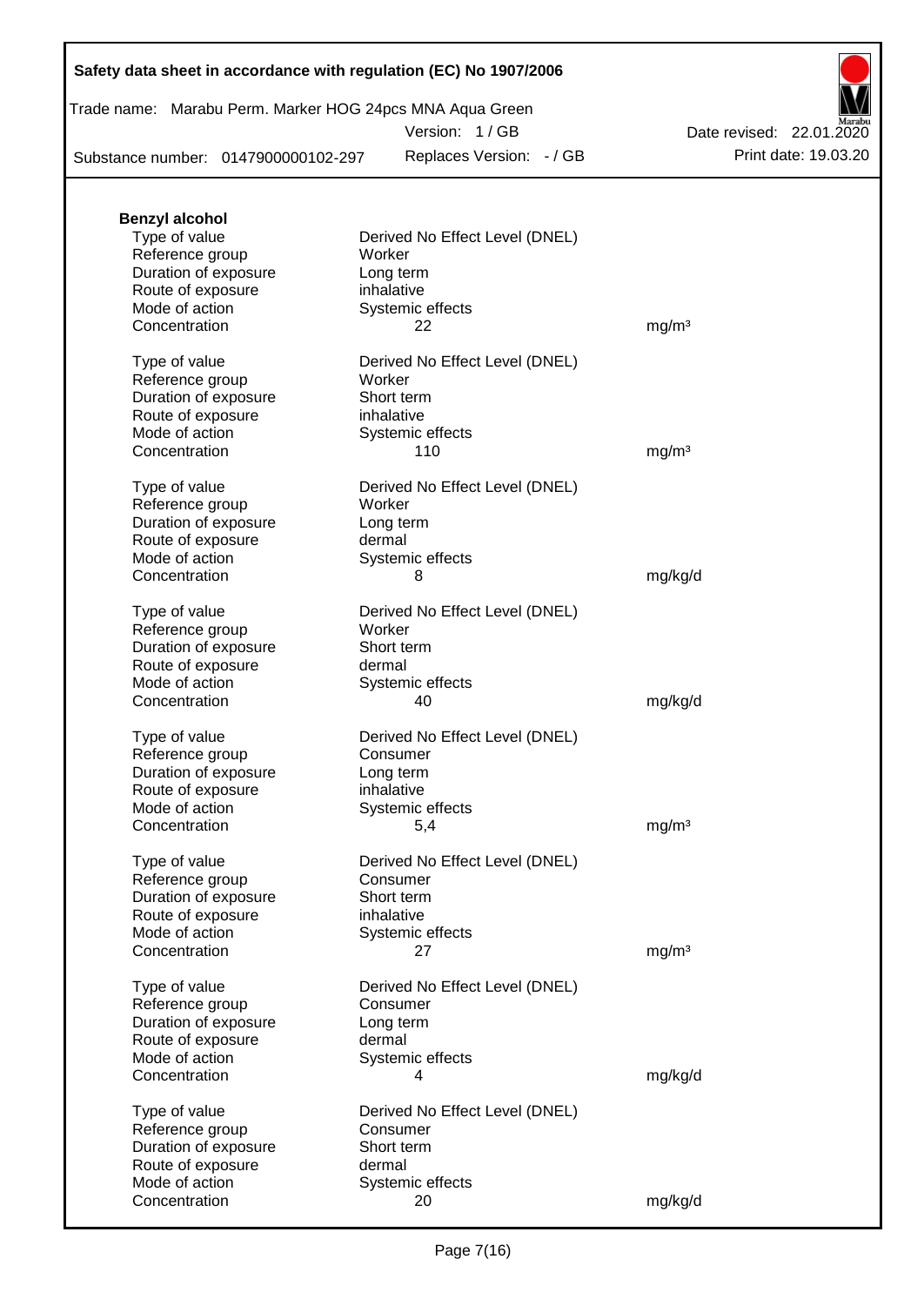**Benzyl alcohol**

| | | |
|---|---|---|
| Type of value | Derived No Effect Level (DNEL) | |
| Reference group | Worker | |
| Duration of exposure | Long term | |
| Route of exposure | inhalative | |
| Mode of action | Systemic effects | |
| Concentration | 22 | mg/m³ |

| | | |
|---|---|---|
| Type of value | Derived No Effect Level (DNEL) | |
| Reference group | Worker | |
| Duration of exposure | Short term | |
| Route of exposure | inhalative | |
| Mode of action | Systemic effects | |
| Concentration | 110 | mg/m³ |

| | | |
|---|---|---|
| Type of value | Derived No Effect Level (DNEL) | |
| Reference group | Worker | |
| Duration of exposure | Long term | |
| Route of exposure | dermal | |
| Mode of action | Systemic effects | |
| Concentration | 8 | mg/kg/d |

| | | |
|---|---|---|
| Type of value | Derived No Effect Level (DNEL) | |
| Reference group | Worker | |
| Duration of exposure | Short term | |
| Route of exposure | dermal | |
| Mode of action | Systemic effects | |
| Concentration | 40 | mg/kg/d |

| | | |
|---|---|---|
| Type of value | Derived No Effect Level (DNEL) | |
| Reference group | Consumer | |
| Duration of exposure | Long term | |
| Route of exposure | inhalative | |
| Mode of action | Systemic effects | |
| Concentration | 5,4 | mg/m³ |

| | | |
|---|---|---|
| Type of value | Derived No Effect Level (DNEL) | |
| Reference group | Consumer | |
| Duration of exposure | Short term | |
| Route of exposure | inhalative | |
| Mode of action | Systemic effects | |
| Concentration | 27 | mg/m³ |

| | | |
|---|---|---|
| Type of value | Derived No Effect Level (DNEL) | |
| Reference group | Consumer | |
| Duration of exposure | Long term | |
| Route of exposure | dermal | |
| Mode of action | Systemic effects | |
| Concentration | 4 | mg/kg/d |

| | | |
|---|---|---|
| Type of value | Derived No Effect Level (DNEL) | |
| Reference group | Consumer | |
| Duration of exposure | Short term | |
| Route of exposure | dermal | |
| Mode of action | Systemic effects | |
| Concentration | 20 | mg/kg/d |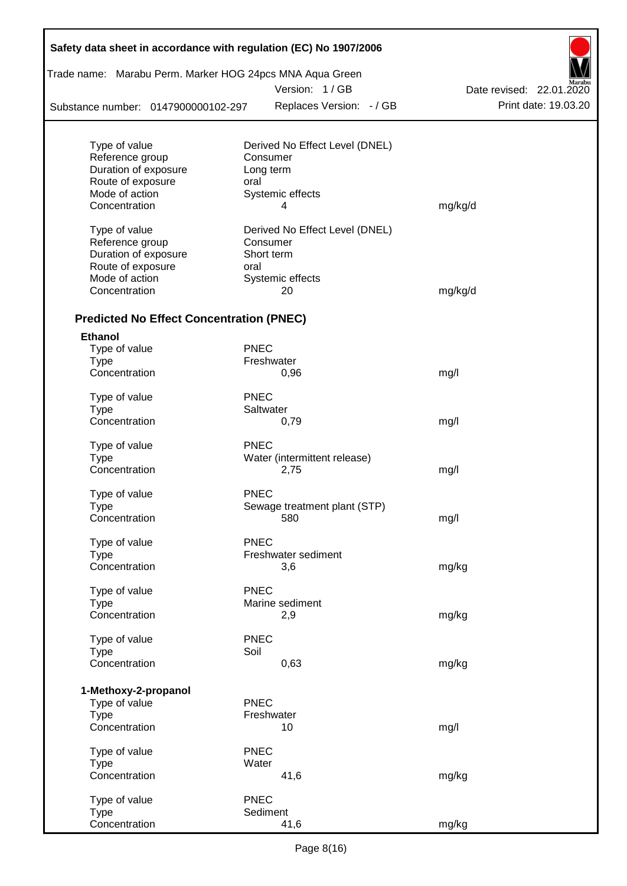| | | |
|---|---|---|
| Type of value | Derived No Effect Level (DNEL) | |
| Reference group | Consumer | |
| Duration of exposure | Long term | |
| Route of exposure | oral | |
| Mode of action | Systemic effects | |
| Concentration | 4 | mg/kg/d |

| | | |
|---|---|---|
| Type of value | Derived No Effect Level (DNEL) | |
| Reference group | Consumer | |
| Duration of exposure | Short term | |
| Route of exposure | oral | |
| Mode of action | Systemic effects | |
| Concentration | 20 | mg/kg/d |

### Predicted No Effect Concentration (PNEC)

**Ethanol**

| | | |
|---|---|---|
| Type of value | PNEC | |
| Type | Freshwater | |
| Concentration | 0,96 | mg/l |

| | | |
|---|---|---|
| Type of value | PNEC | |
| Type | Saltwater | |
| Concentration | 0,79 | mg/l |

| | | |
|---|---|---|
| Type of value | PNEC | |
| Type | Water (intermittent release) | |
| Concentration | 2,75 | mg/l |

| | | |
|---|---|---|
| Type of value | PNEC | |
| Type | Sewage treatment plant (STP) | |
| Concentration | 580 | mg/l |

| | | |
|---|---|---|
| Type of value | PNEC | |
| Type | Freshwater sediment | |
| Concentration | 3,6 | mg/kg |

| | | |
|---|---|---|
| Type of value | PNEC | |
| Type | Marine sediment | |
| Concentration | 2,9 | mg/kg |

| | | |
|---|---|---|
| Type of value | PNEC | |
| Type | Soil | |
| Concentration | 0,63 | mg/kg |

**1-Methoxy-2-propanol**

| | | |
|---|---|---|
| Type of value | PNEC | |
| Type | Freshwater | |
| Concentration | 10 | mg/l |

| | | |
|---|---|---|
| Type of value | PNEC | |
| Type | Water | |
| Concentration | 41,6 | mg/kg |

| | | |
|---|---|---|
| Type of value | PNEC | |
| Type | Sediment | |
| Concentration | 41,6 | mg/kg |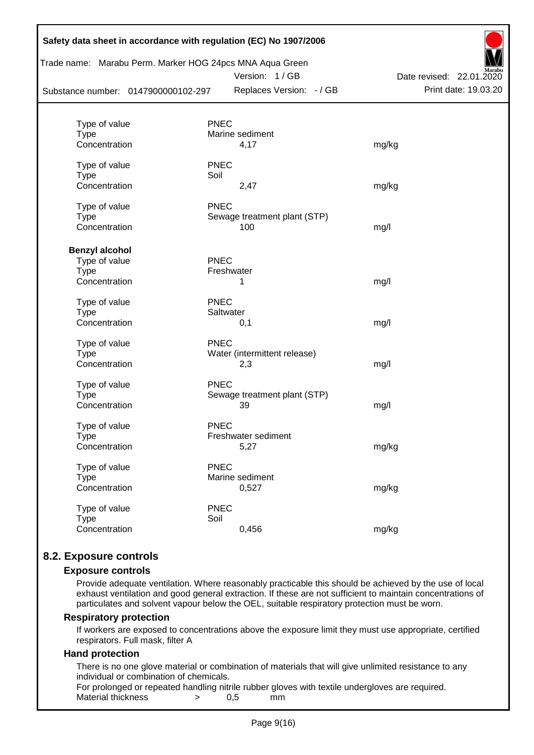| | | |
|---|---|---|
| Type of value | PNEC | |
| Type | Marine sediment | |
| Concentration | 4,17 | mg/kg |
| | | |
| Type of value | PNEC | |
| Type | Soil | |
| Concentration | 2,47 | mg/kg |
| | | |
| Type of value | PNEC | |
| Type | Sewage treatment plant (STP) | |
| Concentration | 100 | mg/l |

**Benzyl alcohol**

| | | |
|---|---|---|
| Type of value | PNEC | |
| Type | Freshwater | |
| Concentration | 1 | mg/l |
| | | |
| Type of value | PNEC | |
| Type | Saltwater | |
| Concentration | 0,1 | mg/l |
| | | |
| Type of value | PNEC | |
| Type | Water (intermittent release) | |
| Concentration | 2,3 | mg/l |
| | | |
| Type of value | PNEC | |
| Type | Sewage treatment plant (STP) | |
| Concentration | 39 | mg/l |
| | | |
| Type of value | PNEC | |
| Type | Freshwater sediment | |
| Concentration | 5,27 | mg/kg |
| | | |
| Type of value | PNEC | |
| Type | Marine sediment | |
| Concentration | 0,527 | mg/kg |
| | | |
| Type of value | PNEC | |
| Type | Soil | |
| Concentration | 0,456 | mg/kg |

## 8.2. Exposure controls

### Exposure controls

Provide adequate ventilation. Where reasonably practicable this should be achieved by the use of local exhaust ventilation and good general extraction. If these are not sufficient to maintain concentrations of particulates and solvent vapour below the OEL, suitable respiratory protection must be worn.

### Respiratory protection

If workers are exposed to concentrations above the exposure limit they must use appropriate, certified respirators. Full mask, filter A

### Hand protection

There is no one glove material or combination of materials that will give unlimited resistance to any individual or combination of chemicals.

For prolonged or repeated handling nitrile rubber gloves with textile undergloves are required.

Material thickness > 0,5 mm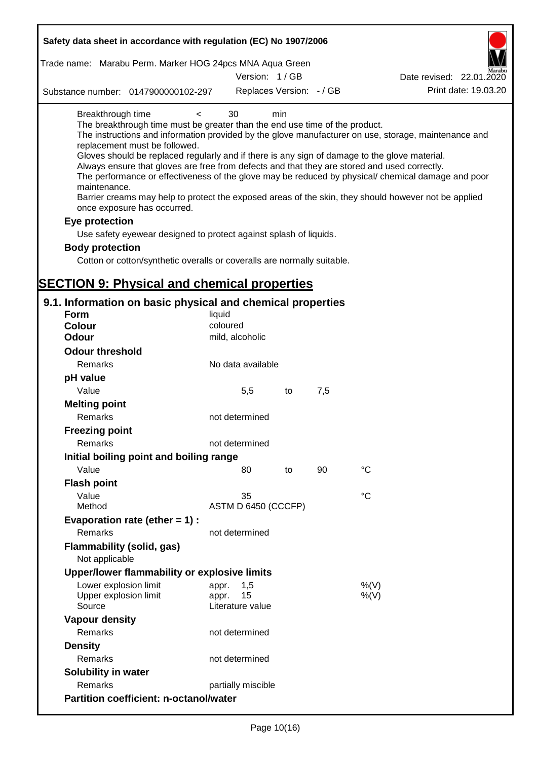Breakthrough time < 30 min

The breakthrough time must be greater than the end use time of the product.

The instructions and information provided by the glove manufacturer on use, storage, maintenance and replacement must be followed.

Gloves should be replaced regularly and if there is any sign of damage to the glove material.

Always ensure that gloves are free from defects and that they are stored and used correctly.

The performance or effectiveness of the glove may be reduced by physical/ chemical damage and poor maintenance.

Barrier creams may help to protect the exposed areas of the skin, they should however not be applied once exposure has occurred.

**Eye protection**

Use safety eyewear designed to protect against splash of liquids.

**Body protection**

Cotton or cotton/synthetic overalls or coveralls are normally suitable.

# SECTION 9: Physical and chemical properties

## 9.1. Information on basic physical and chemical properties

| | | | | |
|---|---|---|---|---|
| **Form** | liquid | | | |
| **Colour** | coloured | | | |
| **Odour** | mild, alcoholic | | | |
| **Odour threshold** | | | | |
| Remarks | No data available | | | |
| **pH value** | | | | |
| Value | 5,5 | to | 7,5 | |
| **Melting point** | | | | |
| Remarks | not determined | | | |
| **Freezing point** | | | | |
| Remarks | not determined | | | |
| **Initial boiling point and boiling range** | | | | |
| Value | 80 | to | 90 | °C |
| **Flash point** | | | | |
| Value | 35 | | | °C |
| Method | ASTM D 6450 (CCCFP) | | | |
| **Evaporation rate (ether = 1) :** | | | | |
| Remarks | not determined | | | |
| **Flammability (solid, gas)** | | | | |
| Not applicable | | | | |
| **Upper/lower flammability or explosive limits** | | | | |
| Lower explosion limit | appr. 1,5 | | | %(V) |
| Upper explosion limit | appr. 15 | | | %(V) |
| Source | Literature value | | | |
| **Vapour density** | | | | |
| Remarks | not determined | | | |
| **Density** | | | | |
| Remarks | not determined | | | |
| **Solubility in water** | | | | |
| Remarks | partially miscible | | | |
| **Partition coefficient: n-octanol/water** | | | | |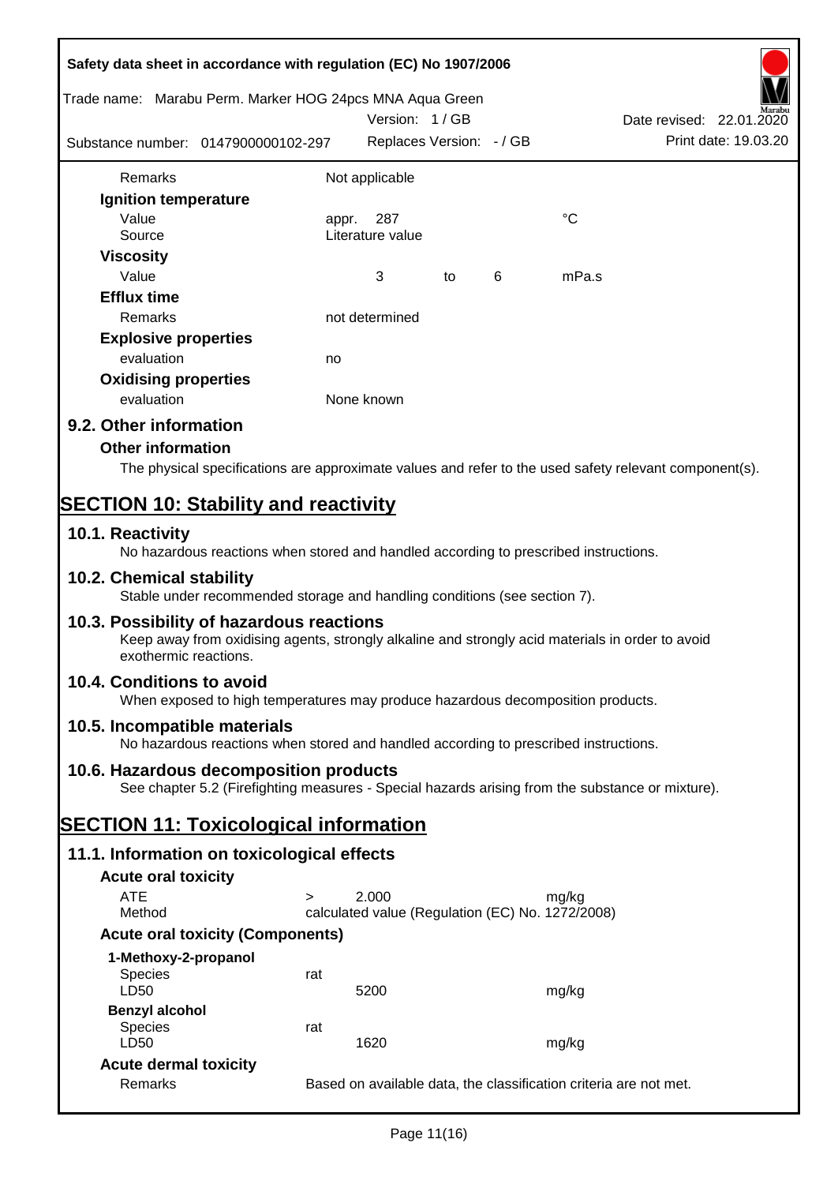| | | | | |
|---|---|---|---|---|
| Remarks | Not applicable | | | |
| **Ignition temperature** | | | | |
| Value | appr. 287 | | | °C |
| Source | Literature value | | | |
| **Viscosity** | | | | |
| Value | 3 | to | 6 | mPa.s |
| **Efflux time** | | | | |
| Remarks | not determined | | | |
| **Explosive properties** | | | | |
| evaluation | no | | | |
| **Oxidising properties** | | | | |
| evaluation | None known | | | |

## 9.2. Other information

### Other information

The physical specifications are approximate values and refer to the used safety relevant component(s).

# SECTION 10: Stability and reactivity

## 10.1. Reactivity

No hazardous reactions when stored and handled according to prescribed instructions.

## 10.2. Chemical stability

Stable under recommended storage and handling conditions (see section 7).

## 10.3. Possibility of hazardous reactions

Keep away from oxidising agents, strongly alkaline and strongly acid materials in order to avoid exothermic reactions.

## 10.4. Conditions to avoid

When exposed to high temperatures may produce hazardous decomposition products.

## 10.5. Incompatible materials

No hazardous reactions when stored and handled according to prescribed instructions.

## 10.6. Hazardous decomposition products

See chapter 5.2 (Firefighting measures - Special hazards arising from the substance or mixture).

# SECTION 11: Toxicological information

## 11.1. Information on toxicological effects

### Acute oral toxicity

| | | | |
|---|---|---|---|
| ATE | > | 2.000 | mg/kg |
| Method | calculated value (Regulation (EC) No. 1272/2008) | | |

### Acute oral toxicity (Components)

| | | | |
|---|---|---|---|
| **1-Methoxy-2-propanol** | | | |
| Species | rat | | |
| LD50 | | 5200 | mg/kg |
| **Benzyl alcohol** | | | |
| Species | rat | | |
| LD50 | | 1620 | mg/kg |

### Acute dermal toxicity

| | |
|---|---|
| Remarks | Based on available data, the classification criteria are not met. |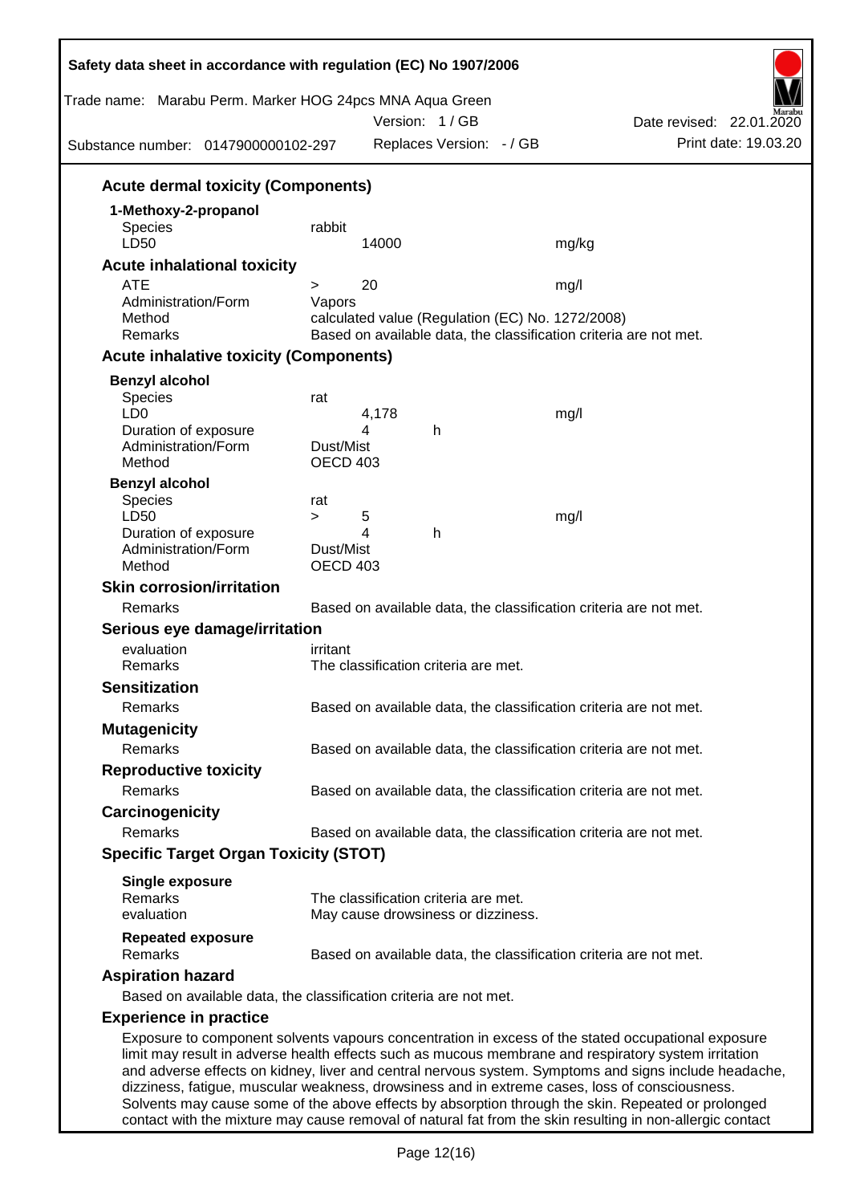### Acute dermal toxicity (Components)

**1-Methoxy-2-propanol**

| | | | |
|---|---|---|---|
| Species | rabbit | | |
| LD50 | 14000 | | mg/kg |

### Acute inhalational toxicity

| | | | |
|---|---|---|---|
| ATE | > | 20 | mg/l |
| Administration/Form | Vapors | | |
| Method | calculated value (Regulation (EC) No. 1272/2008) | | |
| Remarks | Based on available data, the classification criteria are not met. | | |

### Acute inhalative toxicity (Components)

**Benzyl alcohol**

| | | | |
|---|---|---|---|
| Species | rat | | |
| LD0 | 4,178 | | mg/l |
| Duration of exposure | 4 | h | |
| Administration/Form | Dust/Mist | | |
| Method | OECD 403 | | |

**Benzyl alcohol**

| | | | | |
|---|---|---|---|---|
| Species | rat | | | |
| LD50 | > | 5 | | mg/l |
| Duration of exposure | | 4 | h | |
| Administration/Form | Dust/Mist | | | |
| Method | OECD 403 | | | |

### Skin corrosion/irritation

Remarks: Based on available data, the classification criteria are not met.

### Serious eye damage/irritation

evaluation: irritant
Remarks: The classification criteria are met.

### Sensitization

Remarks: Based on available data, the classification criteria are not met.

### Mutagenicity

Remarks: Based on available data, the classification criteria are not met.

### Reproductive toxicity

Remarks: Based on available data, the classification criteria are not met.

### Carcinogenicity

Remarks: Based on available data, the classification criteria are not met.

### Specific Target Organ Toxicity (STOT)

**Single exposure**

Remarks: The classification criteria are met.
evaluation: May cause drowsiness or dizziness.

**Repeated exposure**

Remarks: Based on available data, the classification criteria are not met.

### Aspiration hazard

Based on available data, the classification criteria are not met.

### Experience in practice

Exposure to component solvents vapours concentration in excess of the stated occupational exposure limit may result in adverse health effects such as mucous membrane and respiratory system irritation and adverse effects on kidney, liver and central nervous system. Symptoms and signs include headache, dizziness, fatigue, muscular weakness, drowsiness and in extreme cases, loss of consciousness. Solvents may cause some of the above effects by absorption through the skin. Repeated or prolonged contact with the mixture may cause removal of natural fat from the skin resulting in non-allergic contact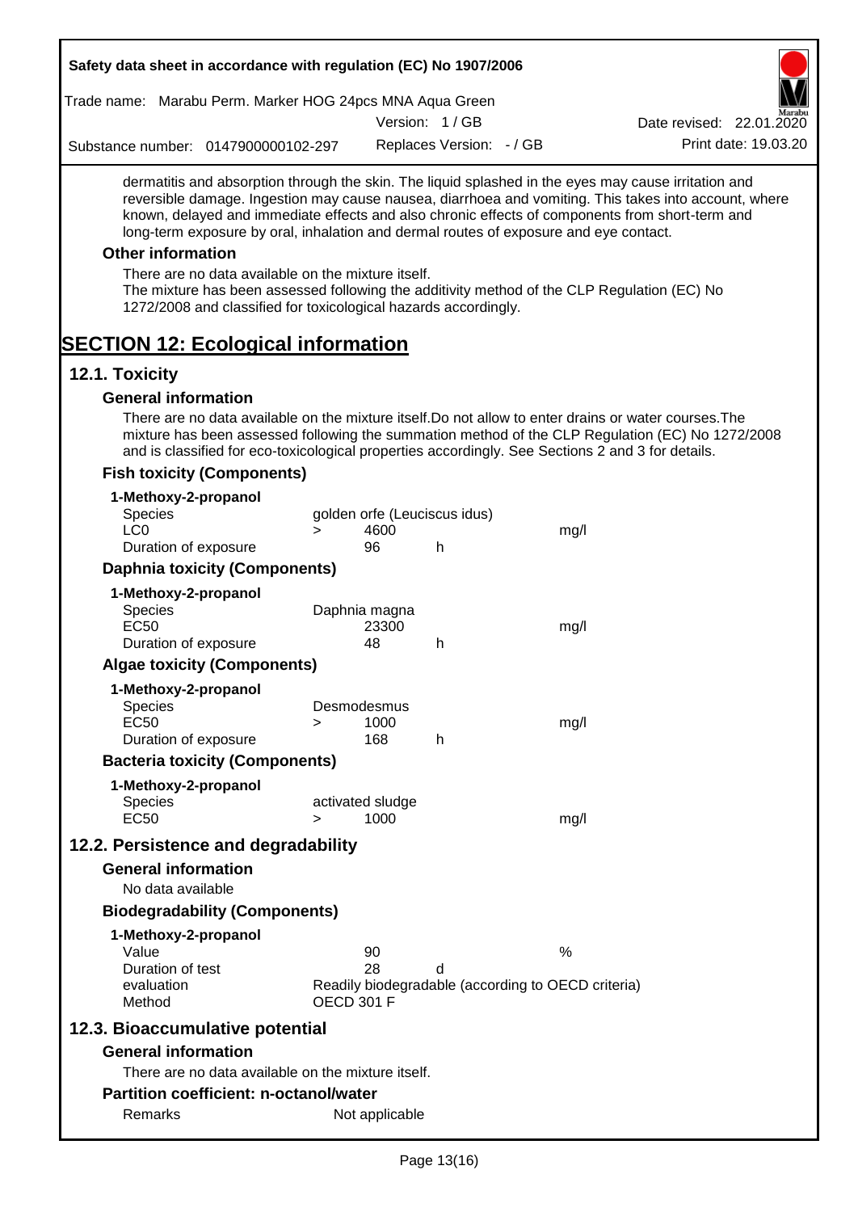dermatitis and absorption through the skin. The liquid splashed in the eyes may cause irritation and reversible damage. Ingestion may cause nausea, diarrhoea and vomiting. This takes into account, where known, delayed and immediate effects and also chronic effects of components from short-term and long-term exposure by oral, inhalation and dermal routes of exposure and eye contact.

### Other information

There are no data available on the mixture itself.
The mixture has been assessed following the additivity method of the CLP Regulation (EC) No 1272/2008 and classified for toxicological hazards accordingly.

# SECTION 12: Ecological information

## 12.1. Toxicity

### General information

There are no data available on the mixture itself.Do not allow to enter drains or water courses.The mixture has been assessed following the summation method of the CLP Regulation (EC) No 1272/2008 and is classified for eco-toxicological properties accordingly. See Sections 2 and 3 for details.

### Fish toxicity (Components)

**1-Methoxy-2-propanol**

| | | | | |
|---|---|---|---|---|
| Species | golden orfe (Leuciscus idus) | | | |
| LC0 | > | 4600 | | mg/l |
| Duration of exposure | | 96 | h | |

### Daphnia toxicity (Components)

**1-Methoxy-2-propanol**

| | | | | |
|---|---|---|---|---|
| Species | Daphnia magna | | | |
| EC50 | | 23300 | | mg/l |
| Duration of exposure | | 48 | h | |

### Algae toxicity (Components)

**1-Methoxy-2-propanol**

| | | | | |
|---|---|---|---|---|
| Species | Desmodesmus | | | |
| EC50 | > | 1000 | | mg/l |
| Duration of exposure | | 168 | h | |

### Bacteria toxicity (Components)

**1-Methoxy-2-propanol**

| | | | | |
|---|---|---|---|---|
| Species | activated sludge | | | |
| EC50 | > | 1000 | | mg/l |

## 12.2. Persistence and degradability

### General information

No data available

### Biodegradability (Components)

**1-Methoxy-2-propanol**

| | | | |
|---|---|---|---|
| Value | 90 | | % |
| Duration of test | 28 | d | |
| evaluation | Readily biodegradable (according to OECD criteria) | | |
| Method | OECD 301 F | | |

## 12.3. Bioaccumulative potential

### General information

There are no data available on the mixture itself.

### Partition coefficient: n-octanol/water

| | |
|---|---|
| Remarks | Not applicable |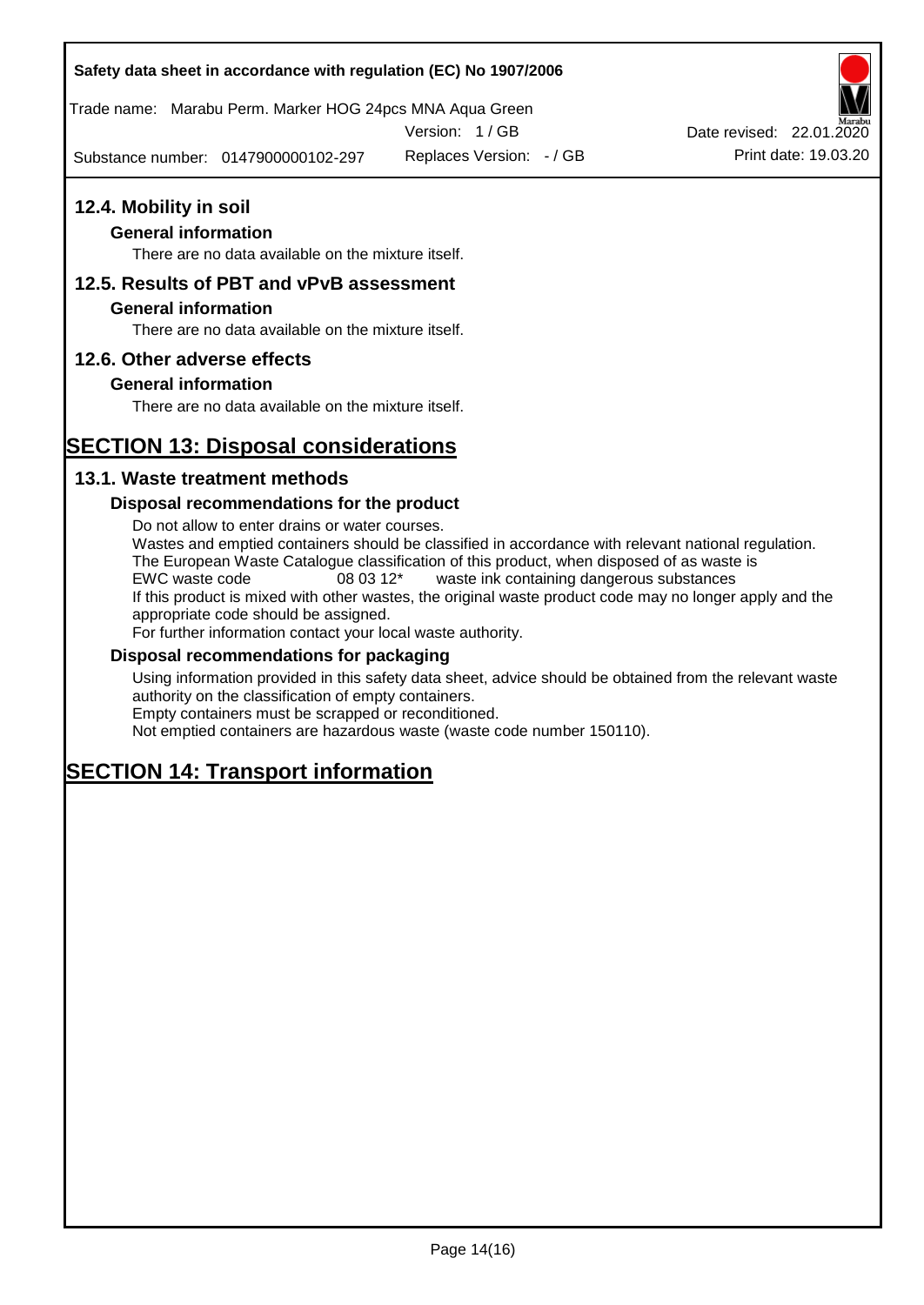## 12.4. Mobility in soil

### General information

There are no data available on the mixture itself.

## 12.5. Results of PBT and vPvB assessment

### General information

There are no data available on the mixture itself.

## 12.6. Other adverse effects

### General information

There are no data available on the mixture itself.

# SECTION 13: Disposal considerations

## 13.1. Waste treatment methods

### Disposal recommendations for the product

Do not allow to enter drains or water courses.
Wastes and emptied containers should be classified in accordance with relevant national regulation.
The European Waste Catalogue classification of this product, when disposed of as waste is

| EWC waste code | 08 03 12* | waste ink containing dangerous substances |
|---|---|---|

If this product is mixed with other wastes, the original waste product code may no longer apply and the appropriate code should be assigned.
For further information contact your local waste authority.

### Disposal recommendations for packaging

Using information provided in this safety data sheet, advice should be obtained from the relevant waste authority on the classification of empty containers.
Empty containers must be scrapped or reconditioned.
Not emptied containers are hazardous waste (waste code number 150110).

# SECTION 14: Transport information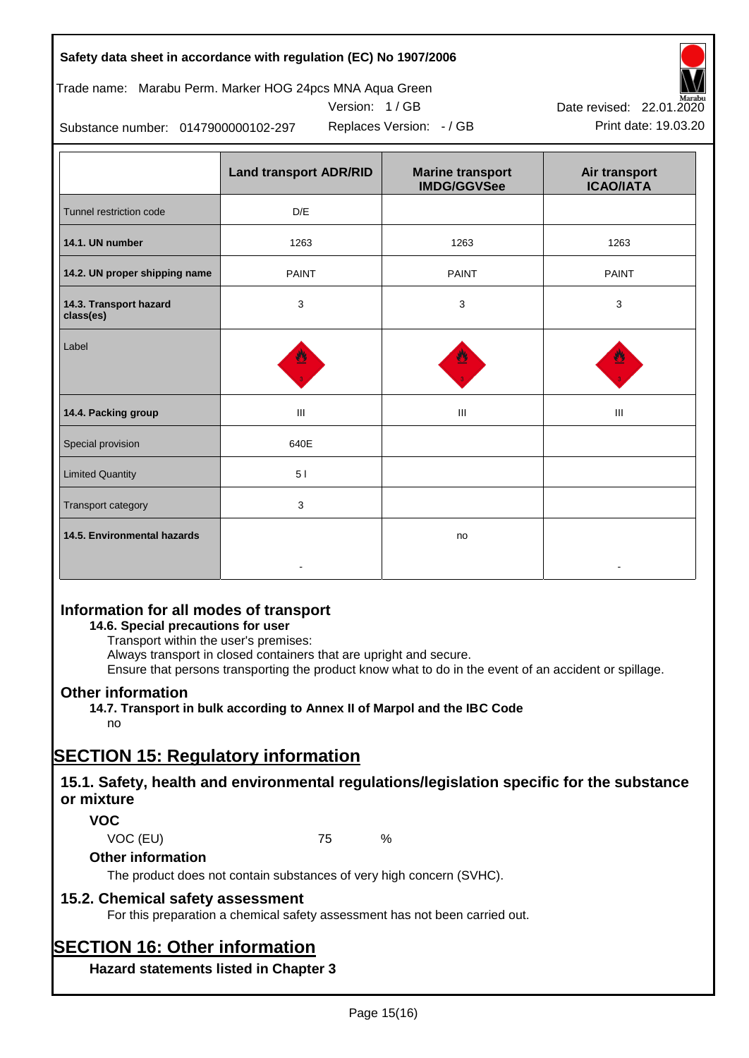| | Land transport ADR/RID | Marine transport IMDG/GGVSee | Air transport ICAO/IATA |
|---|---|---|---|
| Tunnel restriction code | D/E | | |
| **14.1. UN number** | 1263 | 1263 | 1263 |
| **14.2. UN proper shipping name** | PAINT | PAINT | PAINT |
| **14.3. Transport hazard class(es)** | 3 | 3 | 3 |
| Label | | | |
| **14.4. Packing group** | III | III | III |
| Special provision | 640E | | |
| Limited Quantity | 5 l | | |
| Transport category | 3 | | |
| **14.5. Environmental hazards** | - | no | - |

## Information for all modes of transport

**14.6. Special precautions for user**

Transport within the user's premises:
Always transport in closed containers that are upright and secure.
Ensure that persons transporting the product know what to do in the event of an accident or spillage.

## Other information

**14.7. Transport in bulk according to Annex II of Marpol and the IBC Code**

no

# SECTION 15: Regulatory information

## 15.1. Safety, health and environmental regulations/legislation specific for the substance or mixture

### VOC

VOC (EU) 75 %

### Other information

The product does not contain substances of very high concern (SVHC).

## 15.2. Chemical safety assessment

For this preparation a chemical safety assessment has not been carried out.

# SECTION 16: Other information

### Hazard statements listed in Chapter 3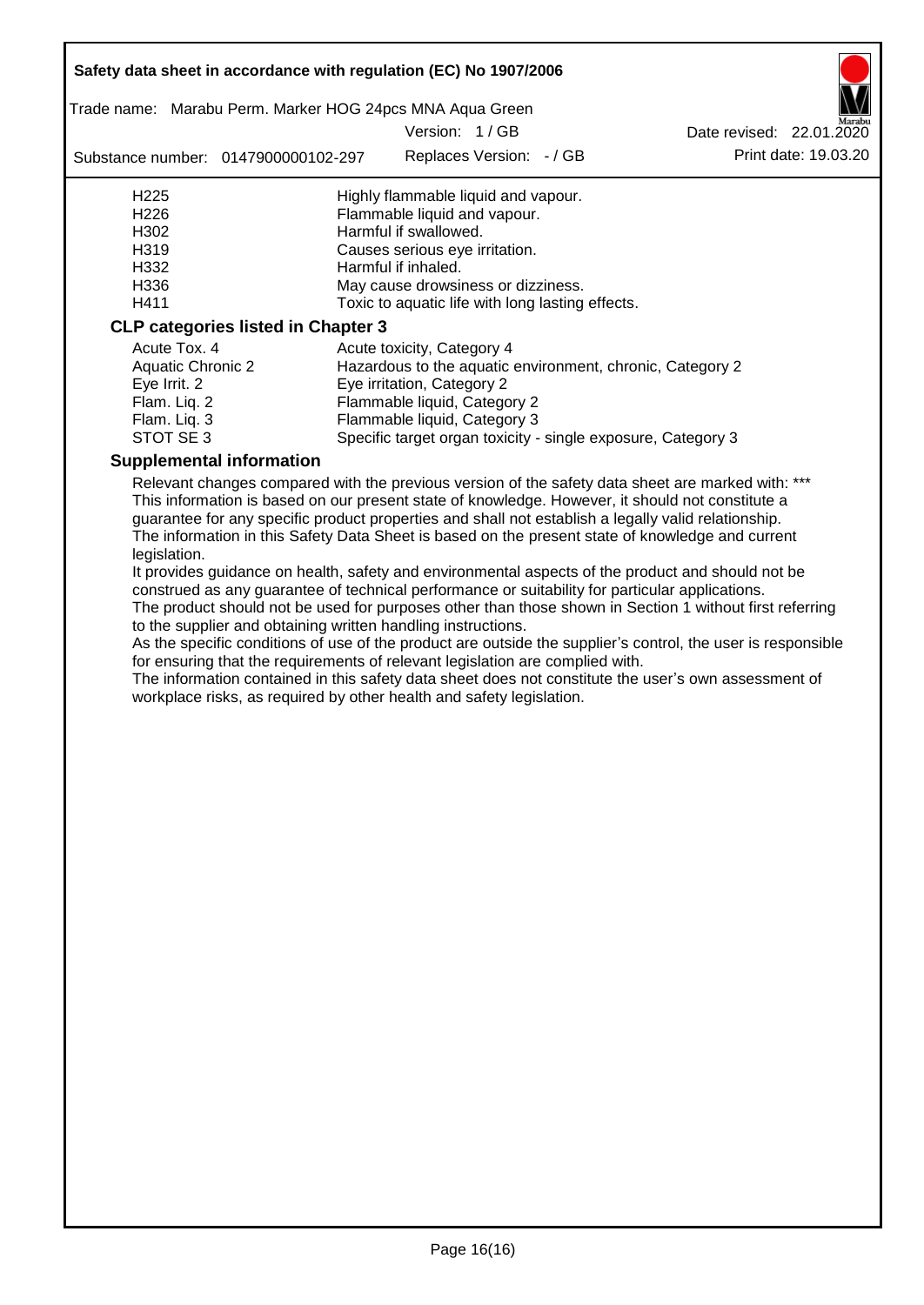| | |
|---|---|
| H225 | Highly flammable liquid and vapour. |
| H226 | Flammable liquid and vapour. |
| H302 | Harmful if swallowed. |
| H319 | Causes serious eye irritation. |
| H332 | Harmful if inhaled. |
| H336 | May cause drowsiness or dizziness. |
| H411 | Toxic to aquatic life with long lasting effects. |

### CLP categories listed in Chapter 3

| | |
|---|---|
| Acute Tox. 4 | Acute toxicity, Category 4 |
| Aquatic Chronic 2 | Hazardous to the aquatic environment, chronic, Category 2 |
| Eye Irrit. 2 | Eye irritation, Category 2 |
| Flam. Liq. 2 | Flammable liquid, Category 2 |
| Flam. Liq. 3 | Flammable liquid, Category 3 |
| STOT SE 3 | Specific target organ toxicity - single exposure, Category 3 |

### Supplemental information

Relevant changes compared with the previous version of the safety data sheet are marked with: ***
This information is based on our present state of knowledge. However, it should not constitute a guarantee for any specific product properties and shall not establish a legally valid relationship.
The information in this Safety Data Sheet is based on the present state of knowledge and current legislation.
It provides guidance on health, safety and environmental aspects of the product and should not be construed as any guarantee of technical performance or suitability for particular applications.
The product should not be used for purposes other than those shown in Section 1 without first referring to the supplier and obtaining written handling instructions.
As the specific conditions of use of the product are outside the supplier's control, the user is responsible for ensuring that the requirements of relevant legislation are complied with.
The information contained in this safety data sheet does not constitute the user's own assessment of workplace risks, as required by other health and safety legislation.